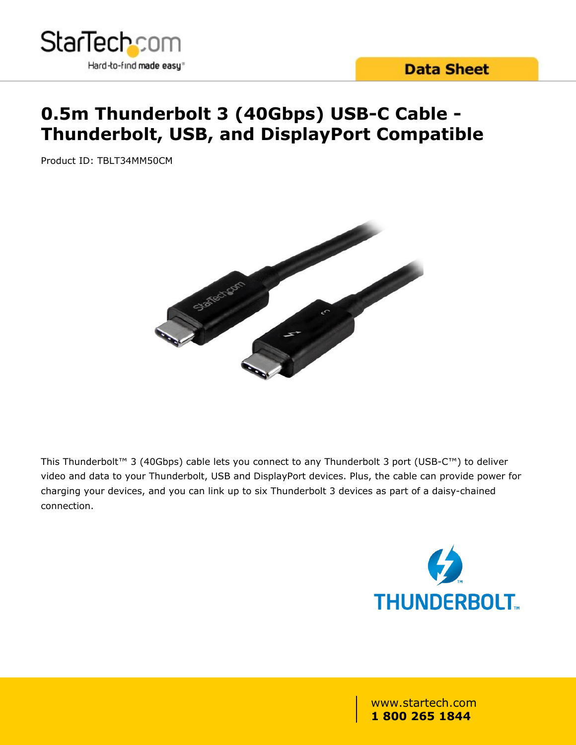# 0.5m Thunderbolt 3 (40Gbps) USB-C Cable - Thunderbolt, USB, and DisplayPort Compatible

Product ID: TBLT34MM50CM

This Thunderbolt™ 3 (40Gbps) cable lets you connect to any Thunderbolt 3 port (USB-C™) to deliver video and data to your Thunderbolt, USB and DisplayPort devices. Plus, the cable can provide power for charging your devices, and you can link up to six Thunderbolt 3 devices as part of a daisy-chained connection.

www.startech.com
**1 800 265 1844**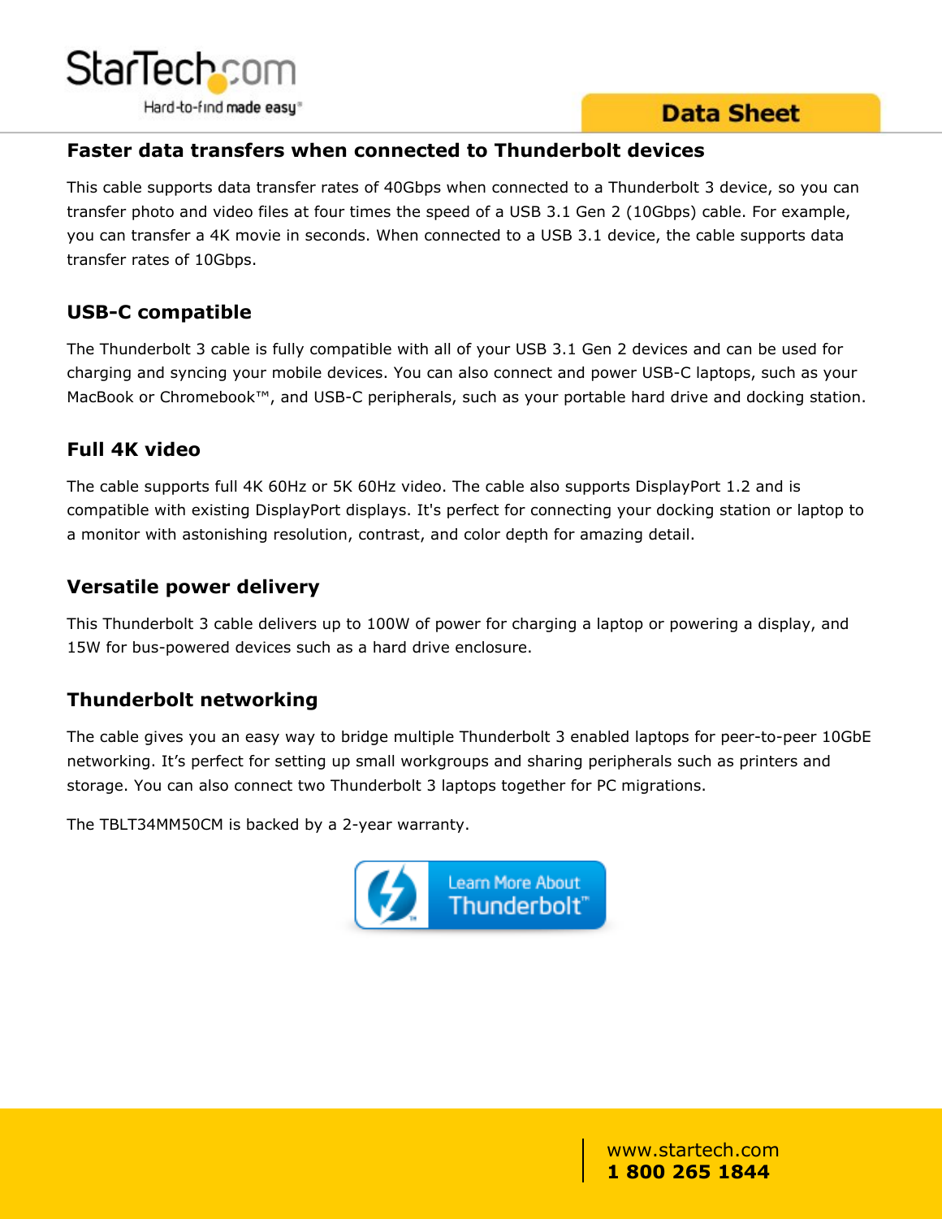## Faster data transfers when connected to Thunderbolt devices

This cable supports data transfer rates of 40Gbps when connected to a Thunderbolt 3 device, so you can transfer photo and video files at four times the speed of a USB 3.1 Gen 2 (10Gbps) cable. For example, you can transfer a 4K movie in seconds. When connected to a USB 3.1 device, the cable supports data transfer rates of 10Gbps.

## USB-C compatible

The Thunderbolt 3 cable is fully compatible with all of your USB 3.1 Gen 2 devices and can be used for charging and syncing your mobile devices. You can also connect and power USB-C laptops, such as your MacBook or Chromebook™, and USB-C peripherals, such as your portable hard drive and docking station.

## Full 4K video

The cable supports full 4K 60Hz or 5K 60Hz video. The cable also supports DisplayPort 1.2 and is compatible with existing DisplayPort displays. It's perfect for connecting your docking station or laptop to a monitor with astonishing resolution, contrast, and color depth for amazing detail.

## Versatile power delivery

This Thunderbolt 3 cable delivers up to 100W of power for charging a laptop or powering a display, and 15W for bus-powered devices such as a hard drive enclosure.

## Thunderbolt networking

The cable gives you an easy way to bridge multiple Thunderbolt 3 enabled laptops for peer-to-peer 10GbE networking. It's perfect for setting up small workgroups and sharing peripherals such as printers and storage. You can also connect two Thunderbolt 3 laptops together for PC migrations.

The TBLT34MM50CM is backed by a 2-year warranty.

Learn More About Thunderbolt™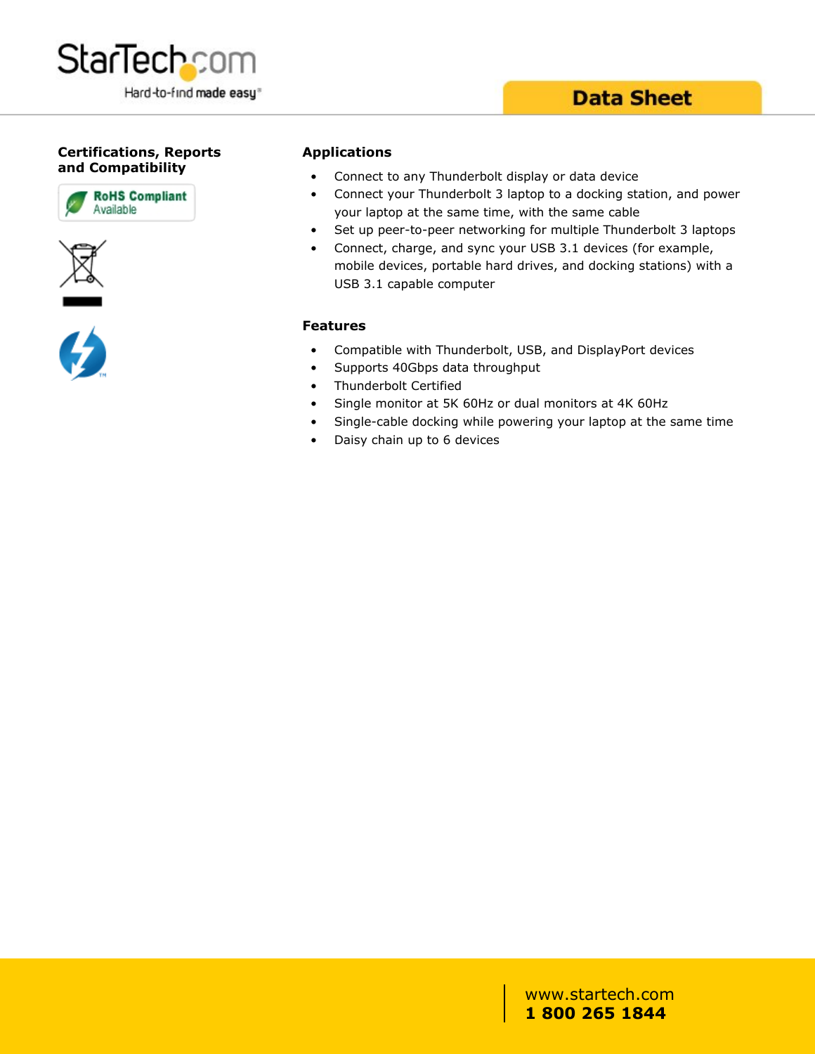## Certifications, Reports and Compatibility

RoHS Compliant Available

## Applications

- Connect to any Thunderbolt display or data device
- Connect your Thunderbolt 3 laptop to a docking station, and power your laptop at the same time, with the same cable
- Set up peer-to-peer networking for multiple Thunderbolt 3 laptops
- Connect, charge, and sync your USB 3.1 devices (for example, mobile devices, portable hard drives, and docking stations) with a USB 3.1 capable computer

## Features

- Compatible with Thunderbolt, USB, and DisplayPort devices
- Supports 40Gbps data throughput
- Thunderbolt Certified
- Single monitor at 5K 60Hz or dual monitors at 4K 60Hz
- Single-cable docking while powering your laptop at the same time
- Daisy chain up to 6 devices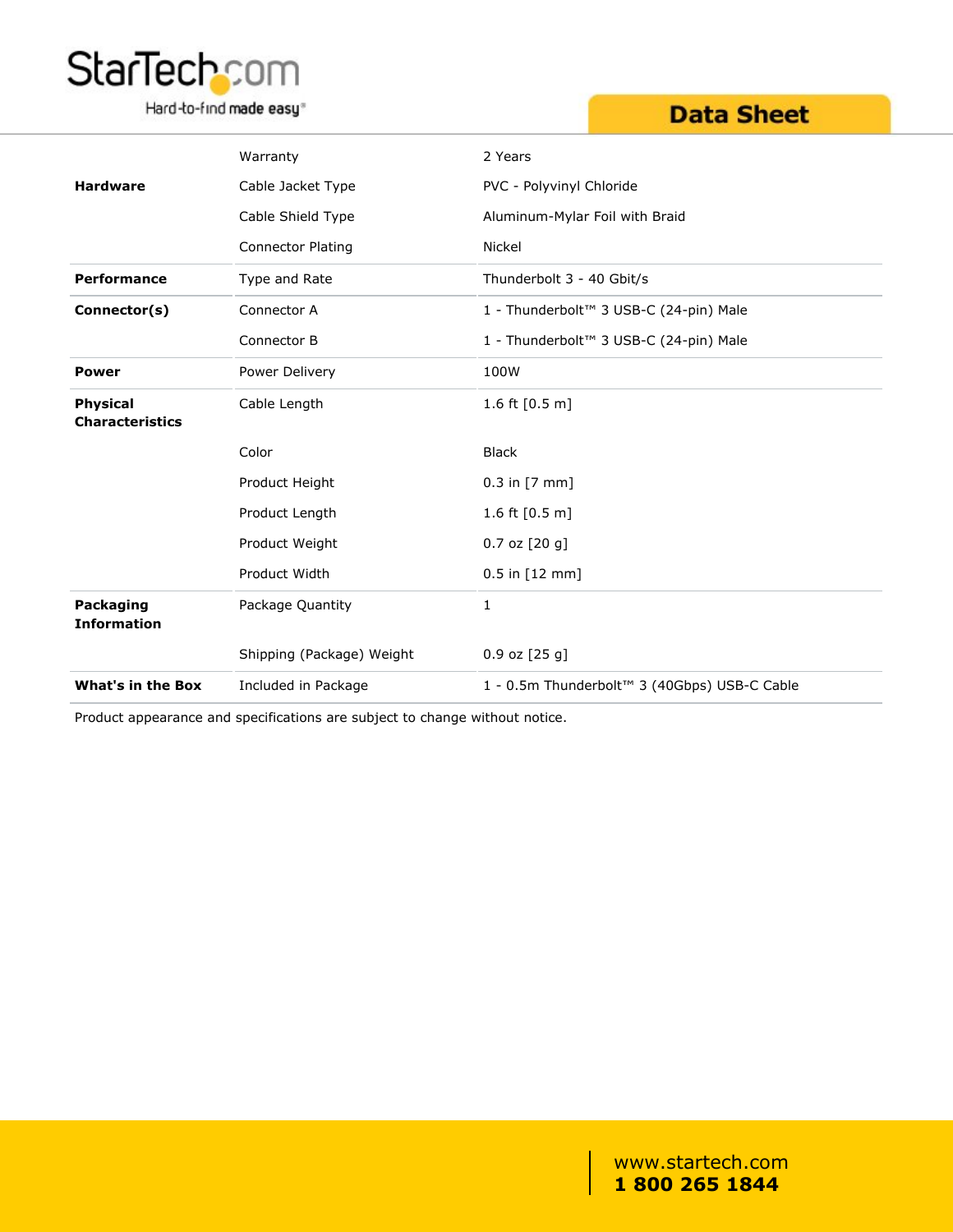| | | |
|---|---|---|
| Hardware | Warranty | 2 Years |
| | Cable Jacket Type | PVC - Polyvinyl Chloride |
| | Cable Shield Type | Aluminum-Mylar Foil with Braid |
| | Connector Plating | Nickel |
| Performance | Type and Rate | Thunderbolt 3 - 40 Gbit/s |
| Connector(s) | Connector A | 1 - Thunderbolt™ 3 USB-C (24-pin) Male |
| | Connector B | 1 - Thunderbolt™ 3 USB-C (24-pin) Male |
| Power | Power Delivery | 100W |
| Physical Characteristics | Cable Length | 1.6 ft [0.5 m] |
| | Color | Black |
| | Product Height | 0.3 in [7 mm] |
| | Product Length | 1.6 ft [0.5 m] |
| | Product Weight | 0.7 oz [20 g] |
| | Product Width | 0.5 in [12 mm] |
| Packaging Information | Package Quantity | 1 |
| | Shipping (Package) Weight | 0.9 oz [25 g] |
| What's in the Box | Included in Package | 1 - 0.5m Thunderbolt™ 3 (40Gbps) USB-C Cable |

Product appearance and specifications are subject to change without notice.